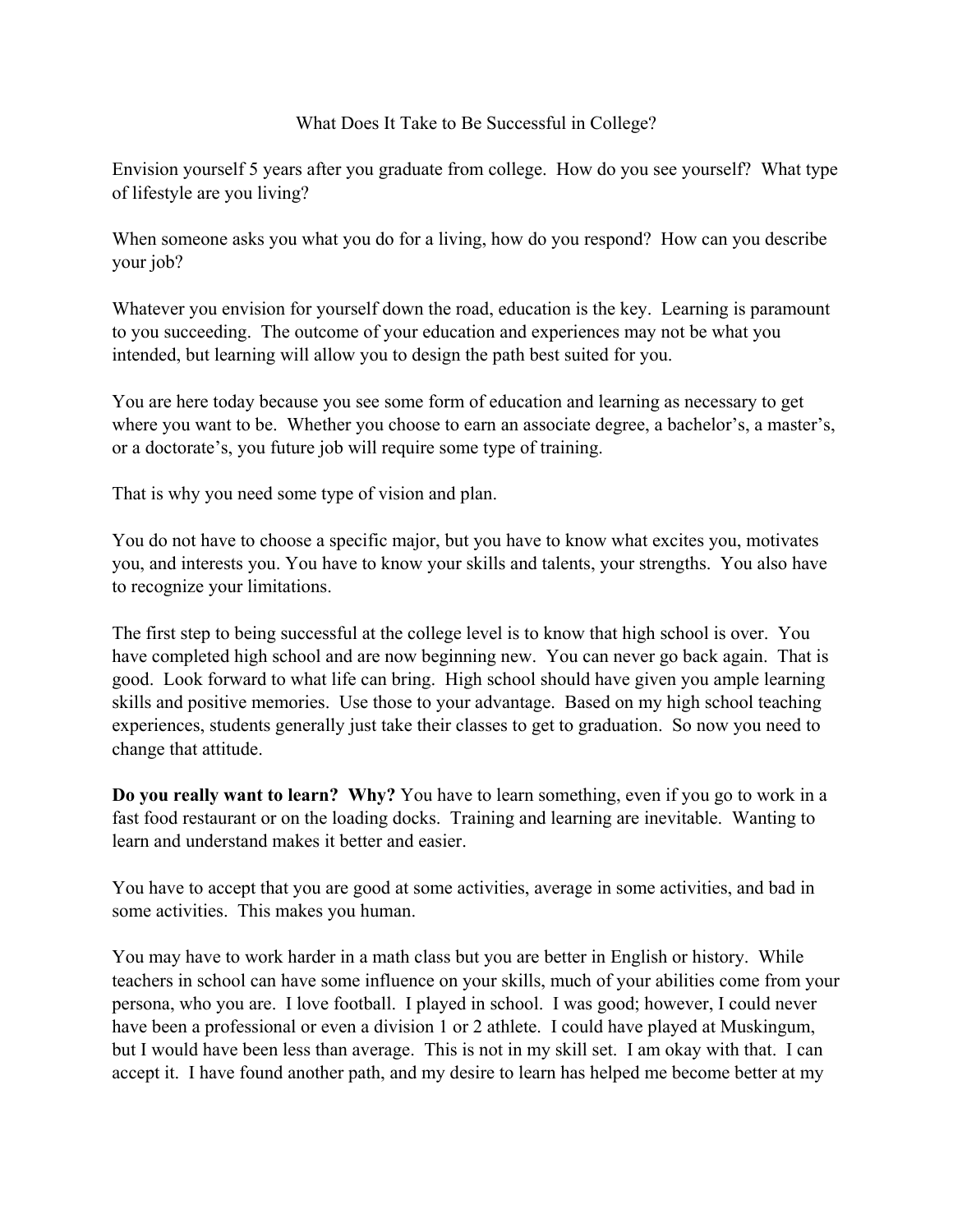# What Does It Take to Be Successful in College?

Envision yourself 5 years after you graduate from college. How do you see yourself? What type of lifestyle are you living?

When someone asks you what you do for a living, how do you respond? How can you describe your job?

Whatever you envision for yourself down the road, education is the key. Learning is paramount to you succeeding. The outcome of your education and experiences may not be what you intended, but learning will allow you to design the path best suited for you.

You are here today because you see some form of education and learning as necessary to get where you want to be. Whether you choose to earn an associate degree, a bachelor's, a master's, or a doctorate's, you future job will require some type of training.

That is why you need some type of vision and plan.

You do not have to choose a specific major, but you have to know what excites you, motivates you, and interests you. You have to know your skills and talents, your strengths. You also have to recognize your limitations.

The first step to being successful at the college level is to know that high school is over. You have completed high school and are now beginning new. You can never go back again. That is good. Look forward to what life can bring. High school should have given you ample learning skills and positive memories. Use those to your advantage. Based on my high school teaching experiences, students generally just take their classes to get to graduation. So now you need to change that attitude.

**Do you really want to learn? Why?** You have to learn something, even if you go to work in a fast food restaurant or on the loading docks. Training and learning are inevitable. Wanting to learn and understand makes it better and easier.

You have to accept that you are good at some activities, average in some activities, and bad in some activities. This makes you human.

You may have to work harder in a math class but you are better in English or history. While teachers in school can have some influence on your skills, much of your abilities come from your persona, who you are. I love football. I played in school. I was good; however, I could never have been a professional or even a division 1 or 2 athlete. I could have played at Muskingum, but I would have been less than average. This is not in my skill set. I am okay with that. I can accept it. I have found another path, and my desire to learn has helped me become better at my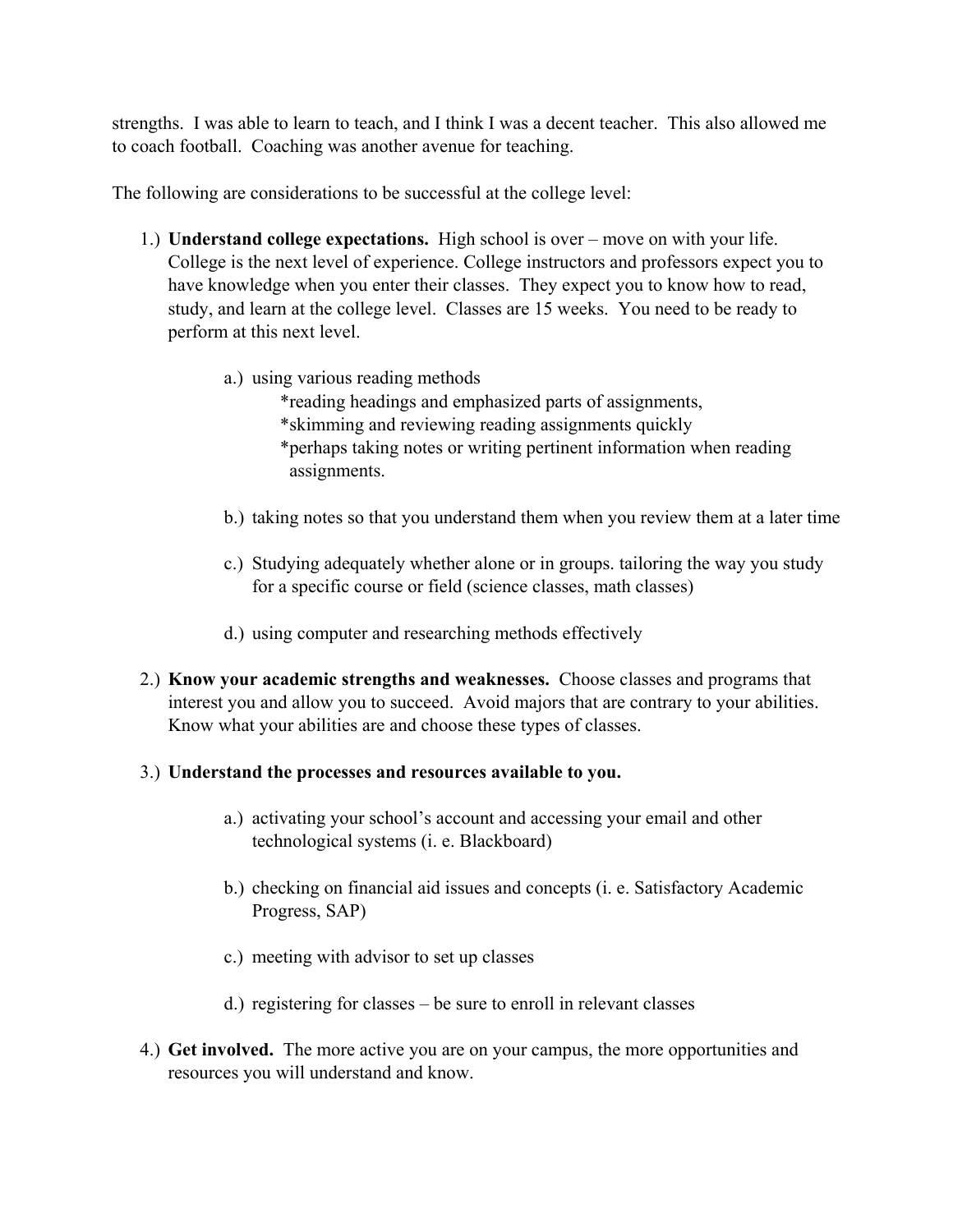strengths. I was able to learn to teach, and I think I was a decent teacher. This also allowed me to coach football. Coaching was another avenue for teaching.

The following are considerations to be successful at the college level:

1.) **Understand college expectations.** High school is over – move on with your life. College is the next level of experience. College instructors and professors expect you to have knowledge when you enter their classes. They expect you to know how to read, study, and learn at the college level. Classes are 15 weeks. You need to be ready to perform at this next level.

   a.) using various reading methods
      *reading headings and emphasized parts of assignments,
      *skimming and reviewing reading assignments quickly
      *perhaps taking notes or writing pertinent information when reading assignments.

   b.) taking notes so that you understand them when you review them at a later time

   c.) Studying adequately whether alone or in groups. tailoring the way you study for a specific course or field (science classes, math classes)

   d.) using computer and researching methods effectively

2.) **Know your academic strengths and weaknesses.** Choose classes and programs that interest you and allow you to succeed. Avoid majors that are contrary to your abilities. Know what your abilities are and choose these types of classes.

3.) **Understand the processes and resources available to you.**

   a.) activating your school's account and accessing your email and other technological systems (i. e. Blackboard)

   b.) checking on financial aid issues and concepts (i. e. Satisfactory Academic Progress, SAP)

   c.) meeting with advisor to set up classes

   d.) registering for classes – be sure to enroll in relevant classes

4.) **Get involved.** The more active you are on your campus, the more opportunities and resources you will understand and know.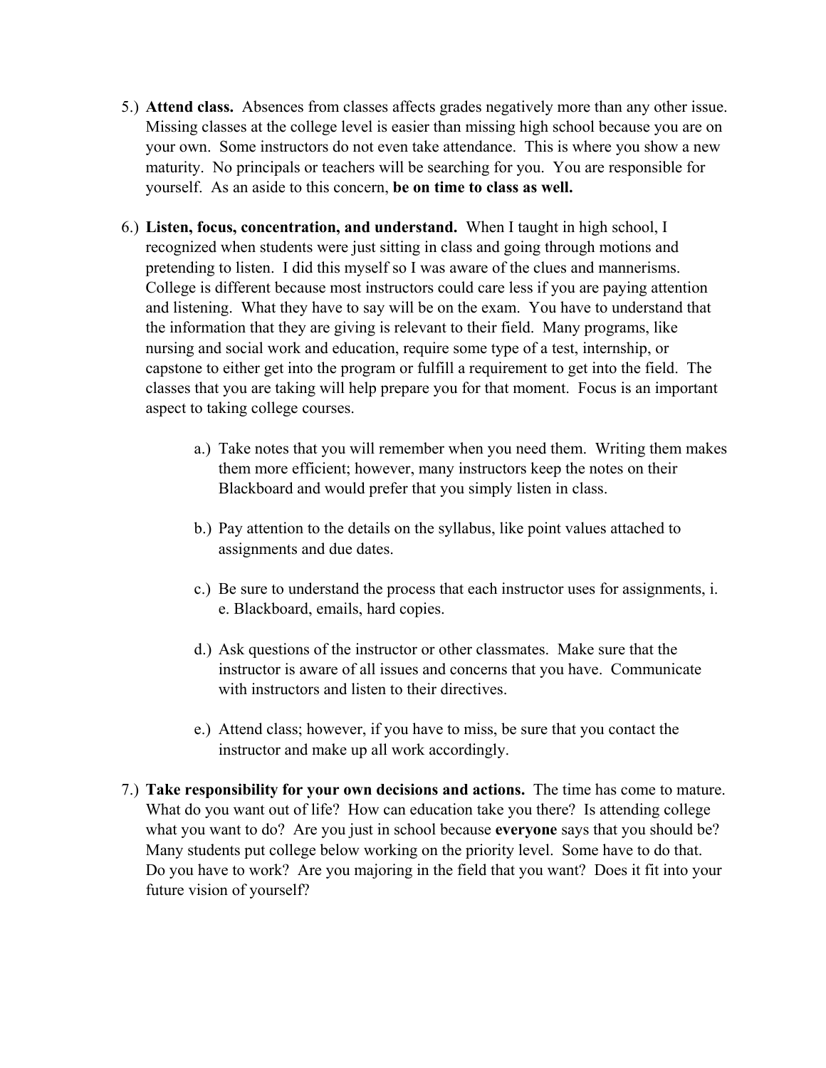5.) **Attend class.** Absences from classes affects grades negatively more than any other issue. Missing classes at the college level is easier than missing high school because you are on your own. Some instructors do not even take attendance. This is where you show a new maturity. No principals or teachers will be searching for you. You are responsible for yourself. As an aside to this concern, **be on time to class as well.**

6.) **Listen, focus, concentration, and understand.** When I taught in high school, I recognized when students were just sitting in class and going through motions and pretending to listen. I did this myself so I was aware of the clues and mannerisms. College is different because most instructors could care less if you are paying attention and listening. What they have to say will be on the exam. You have to understand that the information that they are giving is relevant to their field. Many programs, like nursing and social work and education, require some type of a test, internship, or capstone to either get into the program or fulfill a requirement to get into the field. The classes that you are taking will help prepare you for that moment. Focus is an important aspect to taking college courses.

   a.) Take notes that you will remember when you need them. Writing them makes them more efficient; however, many instructors keep the notes on their Blackboard and would prefer that you simply listen in class.

   b.) Pay attention to the details on the syllabus, like point values attached to assignments and due dates.

   c.) Be sure to understand the process that each instructor uses for assignments, i. e. Blackboard, emails, hard copies.

   d.) Ask questions of the instructor or other classmates. Make sure that the instructor is aware of all issues and concerns that you have. Communicate with instructors and listen to their directives.

   e.) Attend class; however, if you have to miss, be sure that you contact the instructor and make up all work accordingly.

7.) **Take responsibility for your own decisions and actions.** The time has come to mature. What do you want out of life? How can education take you there? Is attending college what you want to do? Are you just in school because **everyone** says that you should be? Many students put college below working on the priority level. Some have to do that. Do you have to work? Are you majoring in the field that you want? Does it fit into your future vision of yourself?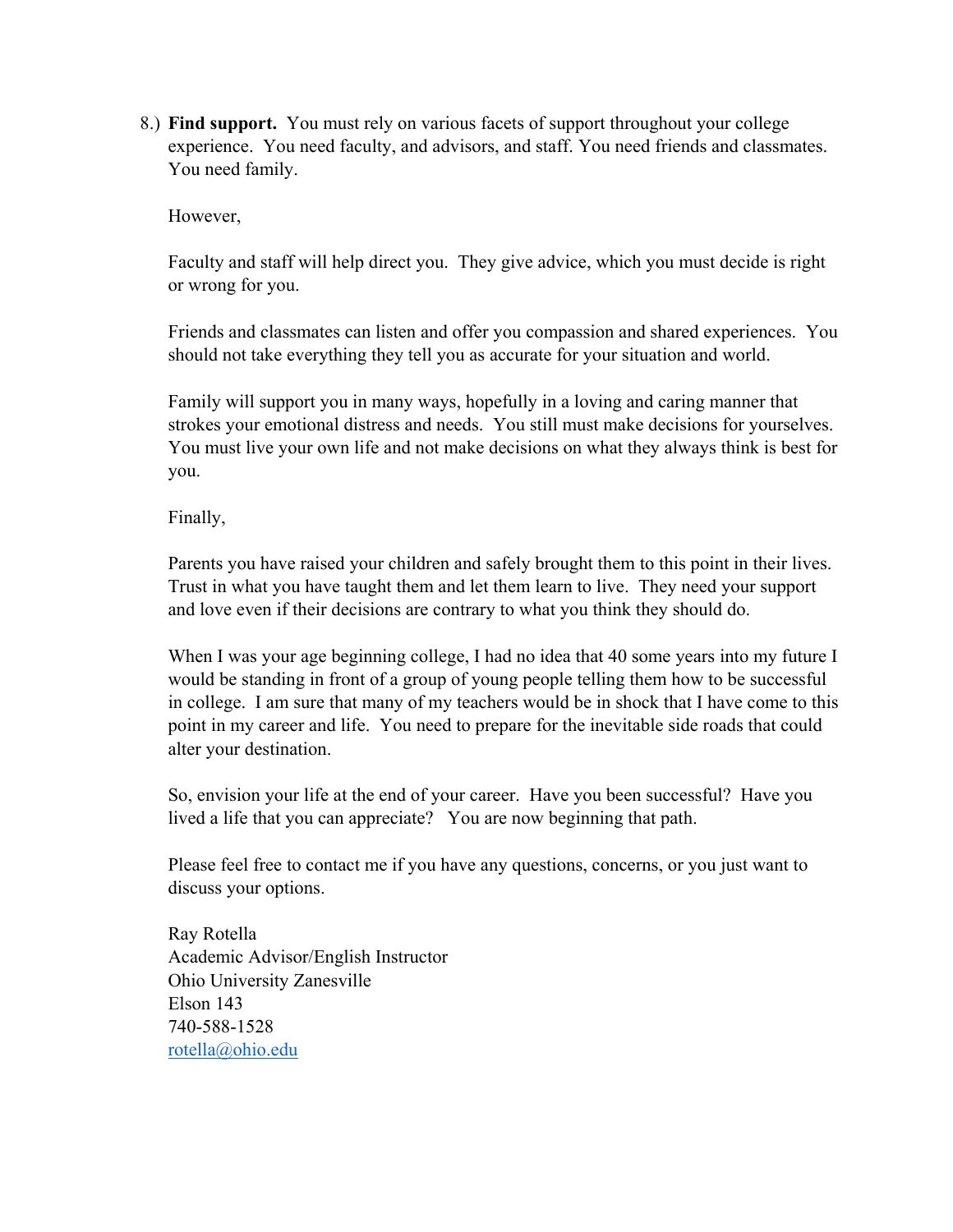8.) **Find support.** You must rely on various facets of support throughout your college experience. You need faculty, and advisors, and staff. You need friends and classmates. You need family.

However,

Faculty and staff will help direct you. They give advice, which you must decide is right or wrong for you.

Friends and classmates can listen and offer you compassion and shared experiences. You should not take everything they tell you as accurate for your situation and world.

Family will support you in many ways, hopefully in a loving and caring manner that strokes your emotional distress and needs. You still must make decisions for yourselves. You must live your own life and not make decisions on what they always think is best for you.

Finally,

Parents you have raised your children and safely brought them to this point in their lives. Trust in what you have taught them and let them learn to live. They need your support and love even if their decisions are contrary to what you think they should do.

When I was your age beginning college, I had no idea that 40 some years into my future I would be standing in front of a group of young people telling them how to be successful in college. I am sure that many of my teachers would be in shock that I have come to this point in my career and life. You need to prepare for the inevitable side roads that could alter your destination.

So, envision your life at the end of your career. Have you been successful? Have you lived a life that you can appreciate? You are now beginning that path.

Please feel free to contact me if you have any questions, concerns, or you just want to discuss your options.

Ray Rotella
Academic Advisor/English Instructor
Ohio University Zanesville
Elson 143
740-588-1528
rotella@ohio.edu